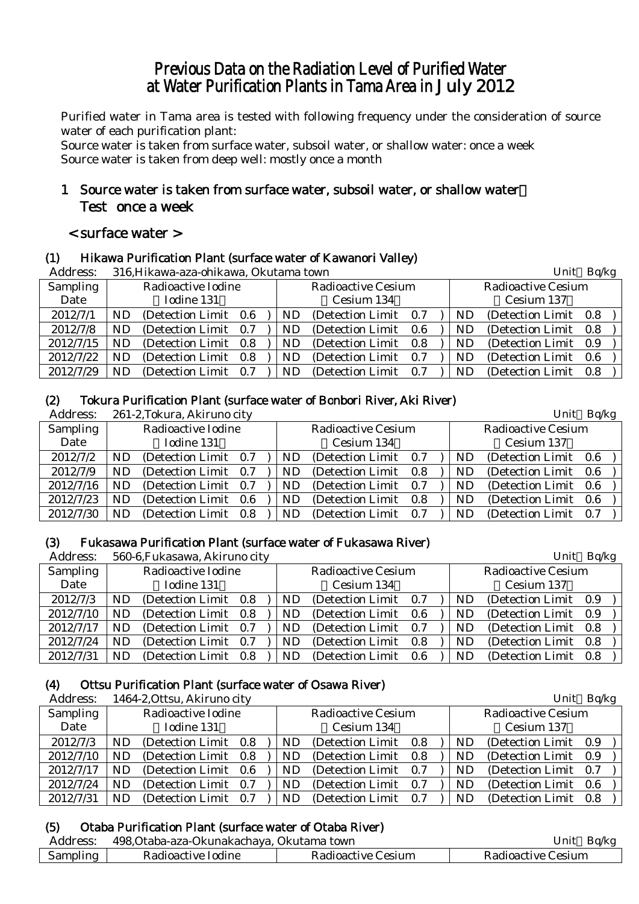# Previous Data on the Radiation Level of Purified Water at Water Purification Plants in Tama Area in July 2012

Purified water in Tama area is tested with following frequency under the consideration of source water of each purification plant:
Source water is taken from surface water, subsoil water, or shallow water: once a week
Source water is taken from deep well: mostly once a month

## 1 Source water is taken from surface water, subsoil water, or shallow water： Test once a week

### < surface water >

#### (1) Hikawa Purification Plant (surface water of Kawanori Valley)

Address: 316,Hikawa-aza-ohikawa, Okutama town　　Unit：Bq/kg

| Sampling Date | Radioactive Iodine （Iodine 131） | Radioactive Cesium （Cesium 134） | Radioactive Cesium （Cesium 137） |
|---|---|---|---|
| 2012/7/1 | ND (Detection Limit 0.6 ) | ND (Detection Limit 0.7 ) | ND (Detection Limit 0.8 ) |
| 2012/7/8 | ND (Detection Limit 0.7 ) | ND (Detection Limit 0.6 ) | ND (Detection Limit 0.8 ) |
| 2012/7/15 | ND (Detection Limit 0.8 ) | ND (Detection Limit 0.8 ) | ND (Detection Limit 0.9 ) |
| 2012/7/22 | ND (Detection Limit 0.8 ) | ND (Detection Limit 0.7 ) | ND (Detection Limit 0.6 ) |
| 2012/7/29 | ND (Detection Limit 0.7 ) | ND (Detection Limit 0.7 ) | ND (Detection Limit 0.8 ) |

#### (2) Tokura Purification Plant (surface water of Bonbori River, Aki River)

Address: 261-2,Tokura, Akiruno city　　Unit：Bq/kg

| Sampling Date | Radioactive Iodine （Iodine 131） | Radioactive Cesium （Cesium 134） | Radioactive Cesium （Cesium 137） |
|---|---|---|---|
| 2012/7/2 | ND (Detection Limit 0.7 ) | ND (Detection Limit 0.7 ) | ND (Detection Limit 0.6 ) |
| 2012/7/9 | ND (Detection Limit 0.7 ) | ND (Detection Limit 0.8 ) | ND (Detection Limit 0.6 ) |
| 2012/7/16 | ND (Detection Limit 0.7 ) | ND (Detection Limit 0.7 ) | ND (Detection Limit 0.6 ) |
| 2012/7/23 | ND (Detection Limit 0.6 ) | ND (Detection Limit 0.8 ) | ND (Detection Limit 0.6 ) |
| 2012/7/30 | ND (Detection Limit 0.8 ) | ND (Detection Limit 0.7 ) | ND (Detection Limit 0.7 ) |

#### (3) Fukasawa Purification Plant (surface water of Fukasawa River)

Address: 560-6,Fukasawa, Akiruno city　　Unit：Bq/kg

| Sampling Date | Radioactive Iodine （Iodine 131） | Radioactive Cesium （Cesium 134） | Radioactive Cesium （Cesium 137） |
|---|---|---|---|
| 2012/7/3 | ND (Detection Limit 0.8 ) | ND (Detection Limit 0.7 ) | ND (Detection Limit 0.9 ) |
| 2012/7/10 | ND (Detection Limit 0.8 ) | ND (Detection Limit 0.6 ) | ND (Detection Limit 0.9 ) |
| 2012/7/17 | ND (Detection Limit 0.7 ) | ND (Detection Limit 0.7 ) | ND (Detection Limit 0.8 ) |
| 2012/7/24 | ND (Detection Limit 0.7 ) | ND (Detection Limit 0.8 ) | ND (Detection Limit 0.8 ) |
| 2012/7/31 | ND (Detection Limit 0.8 ) | ND (Detection Limit 0.6 ) | ND (Detection Limit 0.8 ) |

#### (4) Ottsu Purification Plant (surface water of Osawa River)

Address: 1464-2,Ottsu, Akiruno city　　Unit：Bq/kg

| Sampling Date | Radioactive Iodine （Iodine 131） | Radioactive Cesium （Cesium 134） | Radioactive Cesium （Cesium 137） |
|---|---|---|---|
| 2012/7/3 | ND (Detection Limit 0.8 ) | ND (Detection Limit 0.8 ) | ND (Detection Limit 0.9 ) |
| 2012/7/10 | ND (Detection Limit 0.8 ) | ND (Detection Limit 0.8 ) | ND (Detection Limit 0.9 ) |
| 2012/7/17 | ND (Detection Limit 0.6 ) | ND (Detection Limit 0.7 ) | ND (Detection Limit 0.7 ) |
| 2012/7/24 | ND (Detection Limit 0.7 ) | ND (Detection Limit 0.7 ) | ND (Detection Limit 0.6 ) |
| 2012/7/31 | ND (Detection Limit 0.7 ) | ND (Detection Limit 0.7 ) | ND (Detection Limit 0.8 ) |

#### (5) Otaba Purification Plant (surface water of Otaba River)

Address: 498,Otaba-aza-Okunakachaya, Okutama town　　Unit：Bq/kg

| Sampling | Radioactive Iodine | Radioactive Cesium | Radioactive Cesium |
|---|---|---|---|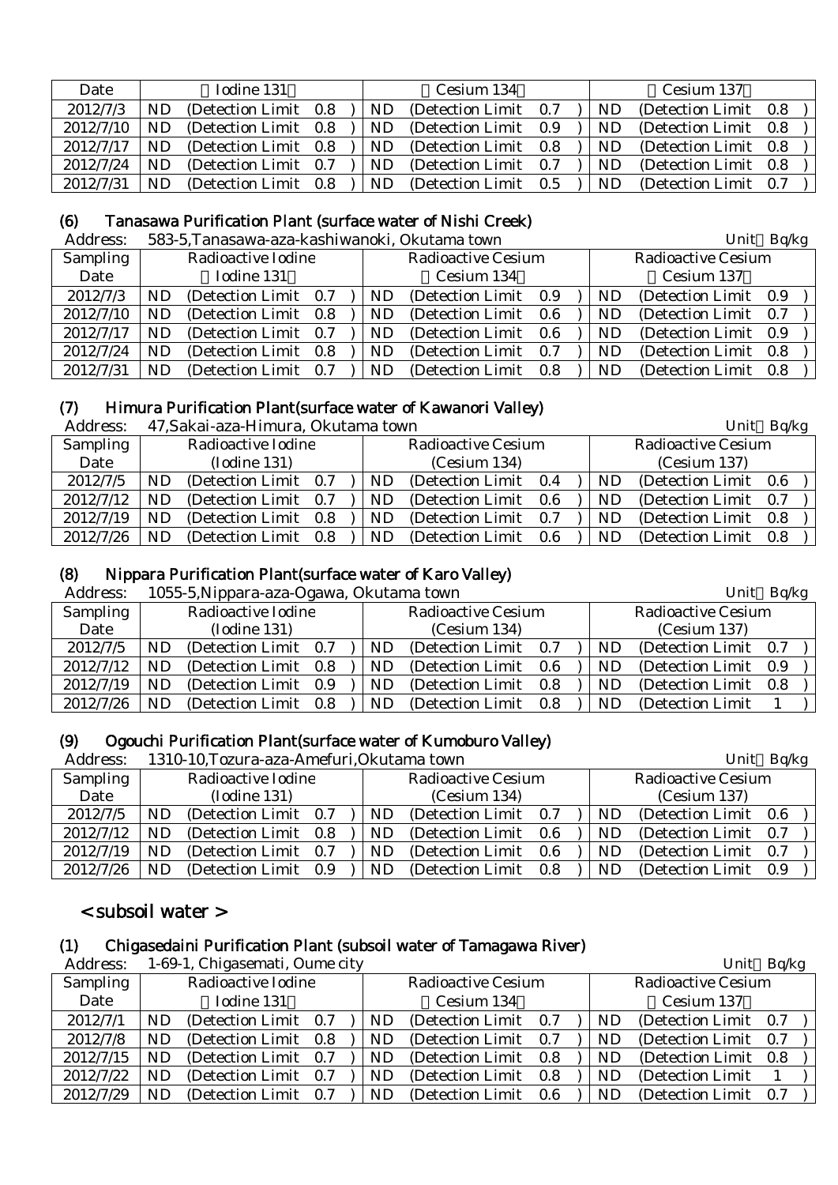| Date | Iodine 131 | Cesium 134 | Cesium 137 |
|---|---|---|---|
| 2012/7/3 | ND (Detection Limit 0.8 ) | ND (Detection Limit 0.7 ) | ND (Detection Limit 0.8 ) |
| 2012/7/10 | ND (Detection Limit 0.8 ) | ND (Detection Limit 0.9 ) | ND (Detection Limit 0.8 ) |
| 2012/7/17 | ND (Detection Limit 0.8 ) | ND (Detection Limit 0.8 ) | ND (Detection Limit 0.8 ) |
| 2012/7/24 | ND (Detection Limit 0.7 ) | ND (Detection Limit 0.7 ) | ND (Detection Limit 0.8 ) |
| 2012/7/31 | ND (Detection Limit 0.8 ) | ND (Detection Limit 0.5 ) | ND (Detection Limit 0.7 ) |

### (6) Tanasawa Purification Plant (surface water of Nishi Creek)

Address: 583-5,Tanasawa-aza-kashiwanoki, Okutama town Unit Bq/kg

| Sampling Date | Radioactive Iodine (Iodine 131) | Radioactive Cesium (Cesium 134) | Radioactive Cesium (Cesium 137) |
|---|---|---|---|
| 2012/7/3 | ND (Detection Limit 0.7 ) | ND (Detection Limit 0.9 ) | ND (Detection Limit 0.9 ) |
| 2012/7/10 | ND (Detection Limit 0.8 ) | ND (Detection Limit 0.6 ) | ND (Detection Limit 0.7 ) |
| 2012/7/17 | ND (Detection Limit 0.7 ) | ND (Detection Limit 0.6 ) | ND (Detection Limit 0.9 ) |
| 2012/7/24 | ND (Detection Limit 0.8 ) | ND (Detection Limit 0.7 ) | ND (Detection Limit 0.8 ) |
| 2012/7/31 | ND (Detection Limit 0.7 ) | ND (Detection Limit 0.8 ) | ND (Detection Limit 0.8 ) |

### (7) Himura Purification Plant(surface water of Kawanori Valley)

Address: 47,Sakai-aza-Himura, Okutama town Unit Bq/kg

| Sampling Date | Radioactive Iodine (Iodine 131) | Radioactive Cesium (Cesium 134) | Radioactive Cesium (Cesium 137) |
|---|---|---|---|
| 2012/7/5 | ND (Detection Limit 0.7 ) | ND (Detection Limit 0.4 ) | ND (Detection Limit 0.6 ) |
| 2012/7/12 | ND (Detection Limit 0.7 ) | ND (Detection Limit 0.6 ) | ND (Detection Limit 0.7 ) |
| 2012/7/19 | ND (Detection Limit 0.8 ) | ND (Detection Limit 0.7 ) | ND (Detection Limit 0.8 ) |
| 2012/7/26 | ND (Detection Limit 0.8 ) | ND (Detection Limit 0.6 ) | ND (Detection Limit 0.8 ) |

### (8) Nippara Purification Plant(surface water of Karo Valley)

Address: 1055-5,Nippara-aza-Ogawa, Okutama town Unit Bq/kg

| Sampling Date | Radioactive Iodine (Iodine 131) | Radioactive Cesium (Cesium 134) | Radioactive Cesium (Cesium 137) |
|---|---|---|---|
| 2012/7/5 | ND (Detection Limit 0.7 ) | ND (Detection Limit 0.7 ) | ND (Detection Limit 0.7 ) |
| 2012/7/12 | ND (Detection Limit 0.8 ) | ND (Detection Limit 0.6 ) | ND (Detection Limit 0.9 ) |
| 2012/7/19 | ND (Detection Limit 0.9 ) | ND (Detection Limit 0.8 ) | ND (Detection Limit 0.8 ) |
| 2012/7/26 | ND (Detection Limit 0.8 ) | ND (Detection Limit 0.8 ) | ND (Detection Limit 1 ) |

### (9) Ogouchi Purification Plant(surface water of Kumoburo Valley)

Address: 1310-10,Tozura-aza-Amefuri,Okutama town Unit Bq/kg

| Sampling Date | Radioactive Iodine (Iodine 131) | Radioactive Cesium (Cesium 134) | Radioactive Cesium (Cesium 137) |
|---|---|---|---|
| 2012/7/5 | ND (Detection Limit 0.7 ) | ND (Detection Limit 0.7 ) | ND (Detection Limit 0.6 ) |
| 2012/7/12 | ND (Detection Limit 0.8 ) | ND (Detection Limit 0.6 ) | ND (Detection Limit 0.7 ) |
| 2012/7/19 | ND (Detection Limit 0.7 ) | ND (Detection Limit 0.6 ) | ND (Detection Limit 0.7 ) |
| 2012/7/26 | ND (Detection Limit 0.9 ) | ND (Detection Limit 0.8 ) | ND (Detection Limit 0.9 ) |

## < subsoil water >

### (1) Chigasedaini Purification Plant (subsoil water of Tamagawa River)

Address: 1-69-1, Chigasemati, Oume city Unit Bq/kg

| Sampling Date | Radioactive Iodine (Iodine 131) | Radioactive Cesium (Cesium 134) | Radioactive Cesium (Cesium 137) |
|---|---|---|---|
| 2012/7/1 | ND (Detection Limit 0.7 ) | ND (Detection Limit 0.7 ) | ND (Detection Limit 0.7 ) |
| 2012/7/8 | ND (Detection Limit 0.8 ) | ND (Detection Limit 0.7 ) | ND (Detection Limit 0.7 ) |
| 2012/7/15 | ND (Detection Limit 0.7 ) | ND (Detection Limit 0.8 ) | ND (Detection Limit 0.8 ) |
| 2012/7/22 | ND (Detection Limit 0.7 ) | ND (Detection Limit 0.8 ) | ND (Detection Limit 1 ) |
| 2012/7/29 | ND (Detection Limit 0.7 ) | ND (Detection Limit 0.6 ) | ND (Detection Limit 0.7 ) |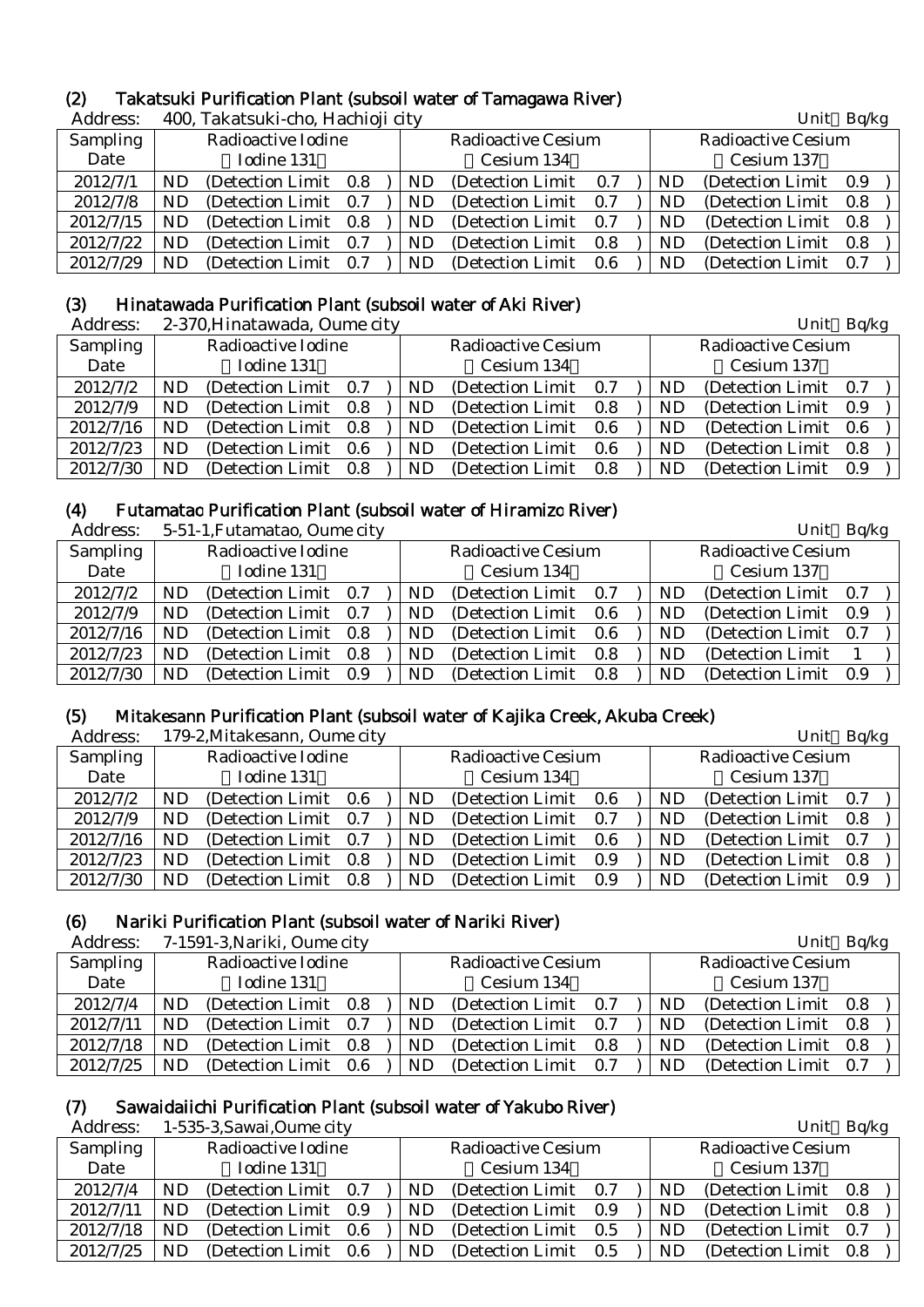## (2) Takatsuki Purification Plant (subsoil water of Tamagawa River)

Address: 400, Takatsuki-cho, Hachioji city　　Unit：Bq/kg

| Sampling Date | Radioactive Iodine （Iodine 131） | Radioactive Cesium （Cesium 134） | Radioactive Cesium （Cesium 137） |
|---|---|---|---|
| 2012/7/1 | ND (Detection Limit 0.8 ) | ND (Detection Limit 0.7 ) | ND (Detection Limit 0.9 ) |
| 2012/7/8 | ND (Detection Limit 0.7 ) | ND (Detection Limit 0.7 ) | ND (Detection Limit 0.8 ) |
| 2012/7/15 | ND (Detection Limit 0.8 ) | ND (Detection Limit 0.7 ) | ND (Detection Limit 0.8 ) |
| 2012/7/22 | ND (Detection Limit 0.7 ) | ND (Detection Limit 0.8 ) | ND (Detection Limit 0.8 ) |
| 2012/7/29 | ND (Detection Limit 0.7 ) | ND (Detection Limit 0.6 ) | ND (Detection Limit 0.7 ) |

## (3) Hinatawada Purification Plant (subsoil water of Aki River)

Address: 2-370,Hinatawada, Oume city　　Unit：Bq/kg

| Sampling Date | Radioactive Iodine （Iodine 131） | Radioactive Cesium （Cesium 134） | Radioactive Cesium （Cesium 137） |
|---|---|---|---|
| 2012/7/2 | ND (Detection Limit 0.7 ) | ND (Detection Limit 0.7 ) | ND (Detection Limit 0.7 ) |
| 2012/7/9 | ND (Detection Limit 0.8 ) | ND (Detection Limit 0.8 ) | ND (Detection Limit 0.9 ) |
| 2012/7/16 | ND (Detection Limit 0.8 ) | ND (Detection Limit 0.6 ) | ND (Detection Limit 0.6 ) |
| 2012/7/23 | ND (Detection Limit 0.6 ) | ND (Detection Limit 0.6 ) | ND (Detection Limit 0.8 ) |
| 2012/7/30 | ND (Detection Limit 0.8 ) | ND (Detection Limit 0.8 ) | ND (Detection Limit 0.9 ) |

## (4) Futamatao Purification Plant (subsoil water of Hiramizo River)

Address: 5-51-1,Futamatao, Oume city　　Unit：Bq/kg

| Sampling Date | Radioactive Iodine （Iodine 131） | Radioactive Cesium （Cesium 134） | Radioactive Cesium （Cesium 137） |
|---|---|---|---|
| 2012/7/2 | ND (Detection Limit 0.7 ) | ND (Detection Limit 0.7 ) | ND (Detection Limit 0.7 ) |
| 2012/7/9 | ND (Detection Limit 0.7 ) | ND (Detection Limit 0.6 ) | ND (Detection Limit 0.9 ) |
| 2012/7/16 | ND (Detection Limit 0.8 ) | ND (Detection Limit 0.6 ) | ND (Detection Limit 0.7 ) |
| 2012/7/23 | ND (Detection Limit 0.8 ) | ND (Detection Limit 0.8 ) | ND (Detection Limit 1 ) |
| 2012/7/30 | ND (Detection Limit 0.9 ) | ND (Detection Limit 0.8 ) | ND (Detection Limit 0.9 ) |

## (5) Mitakesann Purification Plant (subsoil water of Kajika Creek, Akuba Creek)

Address: 179-2,Mitakesann, Oume city　　Unit：Bq/kg

| Sampling Date | Radioactive Iodine （Iodine 131） | Radioactive Cesium （Cesium 134） | Radioactive Cesium （Cesium 137） |
|---|---|---|---|
| 2012/7/2 | ND (Detection Limit 0.6 ) | ND (Detection Limit 0.6 ) | ND (Detection Limit 0.7 ) |
| 2012/7/9 | ND (Detection Limit 0.7 ) | ND (Detection Limit 0.7 ) | ND (Detection Limit 0.8 ) |
| 2012/7/16 | ND (Detection Limit 0.7 ) | ND (Detection Limit 0.6 ) | ND (Detection Limit 0.7 ) |
| 2012/7/23 | ND (Detection Limit 0.8 ) | ND (Detection Limit 0.9 ) | ND (Detection Limit 0.8 ) |
| 2012/7/30 | ND (Detection Limit 0.8 ) | ND (Detection Limit 0.9 ) | ND (Detection Limit 0.9 ) |

## (6) Nariki Purification Plant (subsoil water of Nariki River)

Address: 7-1591-3,Nariki, Oume city　　Unit：Bq/kg

| Sampling Date | Radioactive Iodine （Iodine 131） | Radioactive Cesium （Cesium 134） | Radioactive Cesium （Cesium 137） |
|---|---|---|---|
| 2012/7/4 | ND (Detection Limit 0.8 ) | ND (Detection Limit 0.7 ) | ND (Detection Limit 0.8 ) |
| 2012/7/11 | ND (Detection Limit 0.7 ) | ND (Detection Limit 0.7 ) | ND (Detection Limit 0.8 ) |
| 2012/7/18 | ND (Detection Limit 0.8 ) | ND (Detection Limit 0.8 ) | ND (Detection Limit 0.8 ) |
| 2012/7/25 | ND (Detection Limit 0.6 ) | ND (Detection Limit 0.7 ) | ND (Detection Limit 0.7 ) |

## (7) Sawaidaiichi Purification Plant (subsoil water of Yakubo River)

Address: 1-535-3,Sawai,Oume city　　Unit：Bq/kg

| Sampling Date | Radioactive Iodine （Iodine 131） | Radioactive Cesium （Cesium 134） | Radioactive Cesium （Cesium 137） |
|---|---|---|---|
| 2012/7/4 | ND (Detection Limit 0.7 ) | ND (Detection Limit 0.7 ) | ND (Detection Limit 0.8 ) |
| 2012/7/11 | ND (Detection Limit 0.9 ) | ND (Detection Limit 0.9 ) | ND (Detection Limit 0.8 ) |
| 2012/7/18 | ND (Detection Limit 0.6 ) | ND (Detection Limit 0.5 ) | ND (Detection Limit 0.7 ) |
| 2012/7/25 | ND (Detection Limit 0.6 ) | ND (Detection Limit 0.5 ) | ND (Detection Limit 0.8 ) |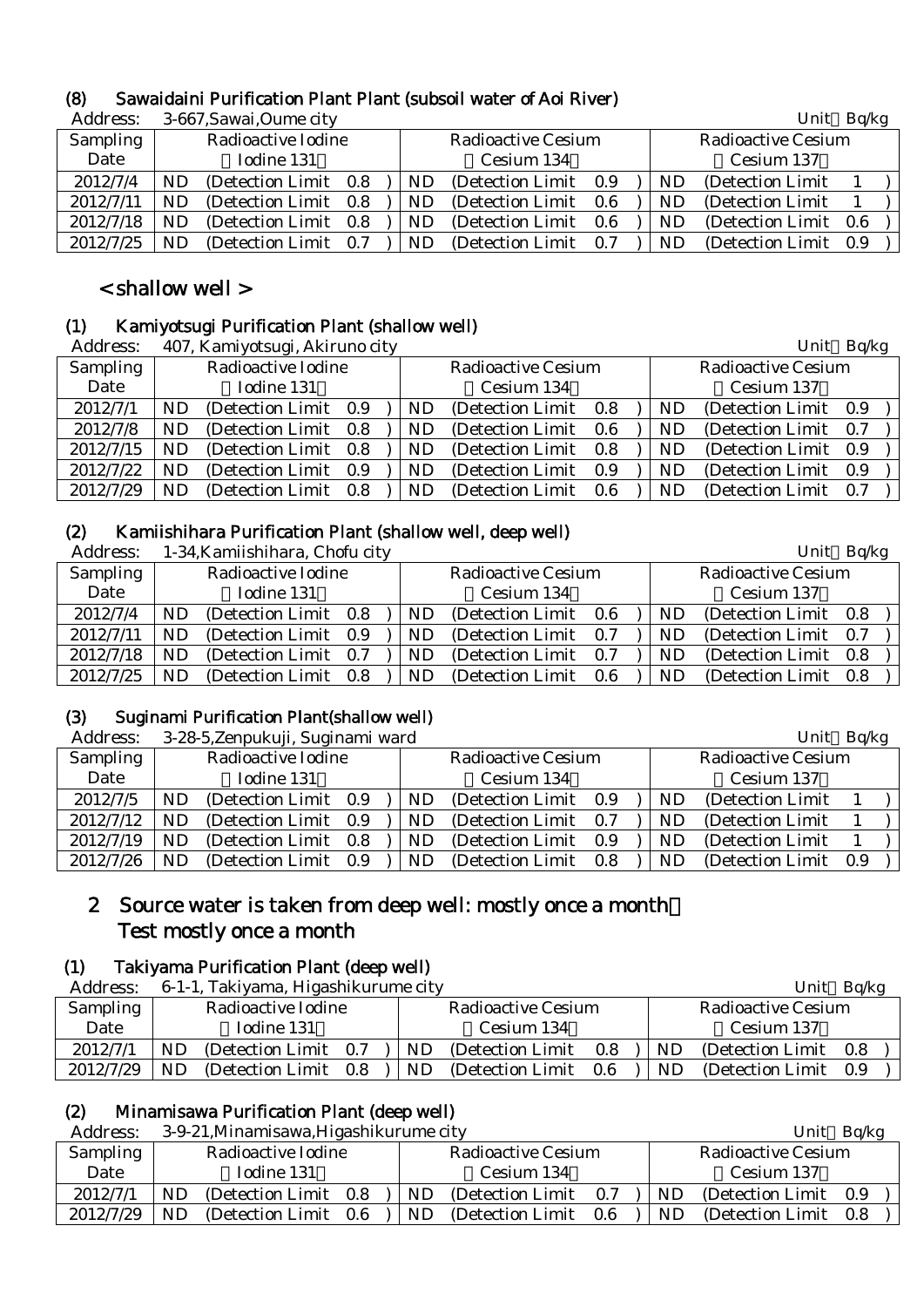### (8) Sawaidaini Purification Plant Plant (subsoil water of Aoi River)

Address: 3-667,Sawai,Oume city — Unit：Bq/kg

| Sampling Date | Radioactive Iodine (Iodine 131) | Radioactive Cesium (Cesium 134) | Radioactive Cesium (Cesium 137) |
|---|---|---|---|
| 2012/7/4 | ND (Detection Limit 0.8) | ND (Detection Limit 0.9) | ND (Detection Limit 1) |
| 2012/7/11 | ND (Detection Limit 0.8) | ND (Detection Limit 0.6) | ND (Detection Limit 1) |
| 2012/7/18 | ND (Detection Limit 0.8) | ND (Detection Limit 0.6) | ND (Detection Limit 0.6) |
| 2012/7/25 | ND (Detection Limit 0.7) | ND (Detection Limit 0.7) | ND (Detection Limit 0.9) |

## < shallow well >

### (1) Kamiyotsugi Purification Plant (shallow well)

Address: 407, Kamiyotsugi, Akiruno city — Unit：Bq/kg

| Sampling Date | Radioactive Iodine (Iodine 131) | Radioactive Cesium (Cesium 134) | Radioactive Cesium (Cesium 137) |
|---|---|---|---|
| 2012/7/1 | ND (Detection Limit 0.9) | ND (Detection Limit 0.8) | ND (Detection Limit 0.9) |
| 2012/7/8 | ND (Detection Limit 0.8) | ND (Detection Limit 0.6) | ND (Detection Limit 0.7) |
| 2012/7/15 | ND (Detection Limit 0.8) | ND (Detection Limit 0.8) | ND (Detection Limit 0.9) |
| 2012/7/22 | ND (Detection Limit 0.9) | ND (Detection Limit 0.9) | ND (Detection Limit 0.9) |
| 2012/7/29 | ND (Detection Limit 0.8) | ND (Detection Limit 0.6) | ND (Detection Limit 0.7) |

### (2) Kamiishihara Purification Plant (shallow well, deep well)

Address: 1-34,Kamiishihara, Chofu city — Unit：Bq/kg

| Sampling Date | Radioactive Iodine (Iodine 131) | Radioactive Cesium (Cesium 134) | Radioactive Cesium (Cesium 137) |
|---|---|---|---|
| 2012/7/4 | ND (Detection Limit 0.8) | ND (Detection Limit 0.6) | ND (Detection Limit 0.8) |
| 2012/7/11 | ND (Detection Limit 0.9) | ND (Detection Limit 0.7) | ND (Detection Limit 0.7) |
| 2012/7/18 | ND (Detection Limit 0.7) | ND (Detection Limit 0.7) | ND (Detection Limit 0.8) |
| 2012/7/25 | ND (Detection Limit 0.8) | ND (Detection Limit 0.6) | ND (Detection Limit 0.8) |

### (3) Suginami Purification Plant(shallow well)

Address: 3-28-5,Zenpukuji, Suginami ward — Unit：Bq/kg

| Sampling Date | Radioactive Iodine (Iodine 131) | Radioactive Cesium (Cesium 134) | Radioactive Cesium (Cesium 137) |
|---|---|---|---|
| 2012/7/5 | ND (Detection Limit 0.9) | ND (Detection Limit 0.9) | ND (Detection Limit 1) |
| 2012/7/12 | ND (Detection Limit 0.9) | ND (Detection Limit 0.7) | ND (Detection Limit 1) |
| 2012/7/19 | ND (Detection Limit 0.8) | ND (Detection Limit 0.9) | ND (Detection Limit 1) |
| 2012/7/26 | ND (Detection Limit 0.9) | ND (Detection Limit 0.8) | ND (Detection Limit 0.9) |

## 2 Source water is taken from deep well: mostly once a month、Test mostly once a month

### (1) Takiyama Purification Plant (deep well)

Address: 6-1-1, Takiyama, Higashikurume city — Unit：Bq/kg

| Sampling Date | Radioactive Iodine (Iodine 131) | Radioactive Cesium (Cesium 134) | Radioactive Cesium (Cesium 137) |
|---|---|---|---|
| 2012/7/1 | ND (Detection Limit 0.7) | ND (Detection Limit 0.8) | ND (Detection Limit 0.8) |
| 2012/7/29 | ND (Detection Limit 0.8) | ND (Detection Limit 0.6) | ND (Detection Limit 0.9) |

### (2) Minamisawa Purification Plant (deep well)

Address: 3-9-21,Minamisawa,Higashikurume city — Unit：Bq/kg

| Sampling Date | Radioactive Iodine (Iodine 131) | Radioactive Cesium (Cesium 134) | Radioactive Cesium (Cesium 137) |
|---|---|---|---|
| 2012/7/1 | ND (Detection Limit 0.8) | ND (Detection Limit 0.7) | ND (Detection Limit 0.9) |
| 2012/7/29 | ND (Detection Limit 0.6) | ND (Detection Limit 0.6) | ND (Detection Limit 0.8) |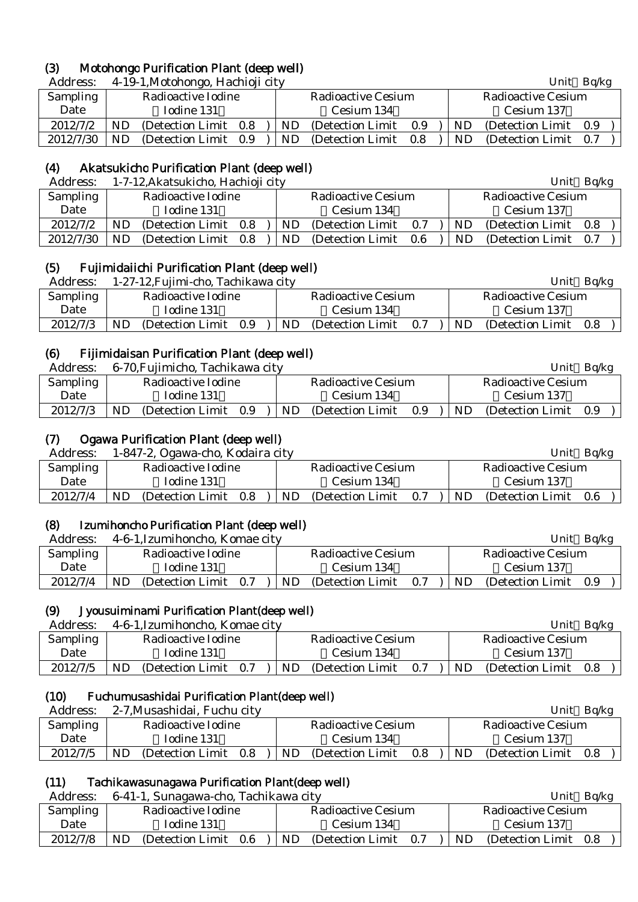### (3) Motohongo Purification Plant (deep well)

Address: 4-19-1,Motohongo, Hachioji city　　Unit：Bq/kg

| Sampling Date | Radioactive Iodine （Iodine 131） | Radioactive Cesium （Cesium 134） | Radioactive Cesium （Cesium 137） |
|---|---|---|---|
| 2012/7/2 | ND (Detection Limit 0.8 ) | ND (Detection Limit 0.9 ) | ND (Detection Limit 0.9 ) |
| 2012/7/30 | ND (Detection Limit 0.9 ) | ND (Detection Limit 0.8 ) | ND (Detection Limit 0.7 ) |

### (4) Akatsukicho Purification Plant (deep well)

Address: 1-7-12,Akatsukicho, Hachioji city　　Unit：Bq/kg

| Sampling Date | Radioactive Iodine （Iodine 131） | Radioactive Cesium （Cesium 134） | Radioactive Cesium （Cesium 137） |
|---|---|---|---|
| 2012/7/2 | ND (Detection Limit 0.8 ) | ND (Detection Limit 0.7 ) | ND (Detection Limit 0.8 ) |
| 2012/7/30 | ND (Detection Limit 0.8 ) | ND (Detection Limit 0.6 ) | ND (Detection Limit 0.7 ) |

### (5) Fujimidaiichi Purification Plant (deep well)

Address: 1-27-12,Fujimi-cho, Tachikawa city　　Unit：Bq/kg

| Sampling Date | Radioactive Iodine （Iodine 131） | Radioactive Cesium （Cesium 134） | Radioactive Cesium （Cesium 137） |
|---|---|---|---|
| 2012/7/3 | ND (Detection Limit 0.9 ) | ND (Detection Limit 0.7 ) | ND (Detection Limit 0.8 ) |

### (6) Fijimidaisan Purification Plant (deep well)

Address: 6-70,Fujimicho, Tachikawa city　　Unit：Bq/kg

| Sampling Date | Radioactive Iodine （Iodine 131） | Radioactive Cesium （Cesium 134） | Radioactive Cesium （Cesium 137） |
|---|---|---|---|
| 2012/7/3 | ND (Detection Limit 0.9 ) | ND (Detection Limit 0.9 ) | ND (Detection Limit 0.9 ) |

### (7) Ogawa Purification Plant (deep well)

Address: 1-847-2, Ogawa-cho, Kodaira city　　Unit：Bq/kg

| Sampling Date | Radioactive Iodine （Iodine 131） | Radioactive Cesium （Cesium 134） | Radioactive Cesium （Cesium 137） |
|---|---|---|---|
| 2012/7/4 | ND (Detection Limit 0.8 ) | ND (Detection Limit 0.7 ) | ND (Detection Limit 0.6 ) |

### (8) Izumihoncho Purification Plant (deep well)

Address: 4-6-1,Izumihoncho, Komae city　　Unit：Bq/kg

| Sampling Date | Radioactive Iodine （Iodine 131） | Radioactive Cesium （Cesium 134） | Radioactive Cesium （Cesium 137） |
|---|---|---|---|
| 2012/7/4 | ND (Detection Limit 0.7 ) | ND (Detection Limit 0.7 ) | ND (Detection Limit 0.9 ) |

### (9) Jyousuiminami Purification Plant(deep well)

Address: 4-6-1,Izumihoncho, Komae city　　Unit：Bq/kg

| Sampling Date | Radioactive Iodine （Iodine 131） | Radioactive Cesium （Cesium 134） | Radioactive Cesium （Cesium 137） |
|---|---|---|---|
| 2012/7/5 | ND (Detection Limit 0.7 ) | ND (Detection Limit 0.7 ) | ND (Detection Limit 0.8 ) |

### (10) Fuchumusashidai Purification Plant(deep well)

Address: 2-7,Musashidai, Fuchu city　　Unit：Bq/kg

| Sampling Date | Radioactive Iodine （Iodine 131） | Radioactive Cesium （Cesium 134） | Radioactive Cesium （Cesium 137） |
|---|---|---|---|
| 2012/7/5 | ND (Detection Limit 0.8 ) | ND (Detection Limit 0.8 ) | ND (Detection Limit 0.8 ) |

### (11) Tachikawasunagawa Purification Plant(deep well)

Address: 6-41-1, Sunagawa-cho, Tachikawa city　　Unit：Bq/kg

| Sampling Date | Radioactive Iodine （Iodine 131） | Radioactive Cesium （Cesium 134） | Radioactive Cesium （Cesium 137） |
|---|---|---|---|
| 2012/7/8 | ND (Detection Limit 0.6 ) | ND (Detection Limit 0.7 ) | ND (Detection Limit 0.8 ) |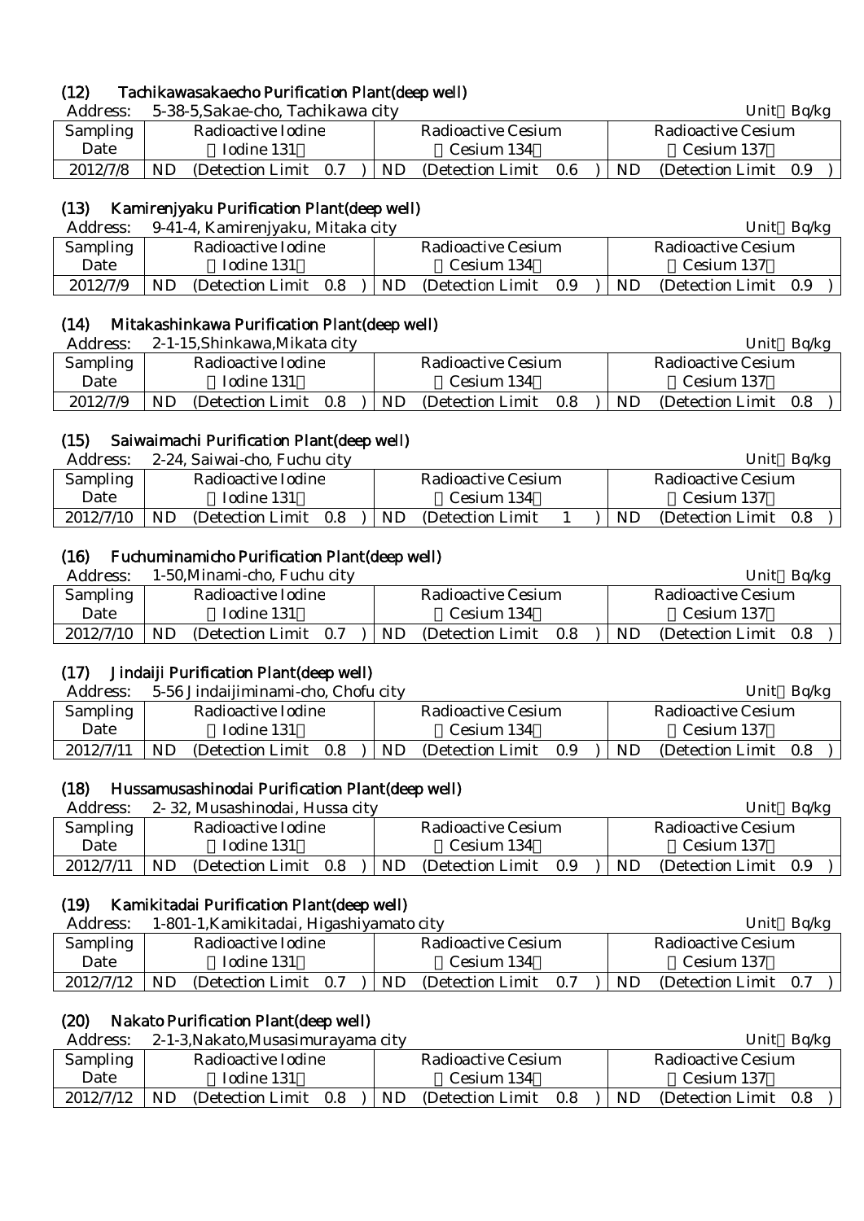### (12) Tachikawasakaecho Purification Plant(deep well)

Address: 5-38-5,Sakae-cho, Tachikawa city

Unit：Bq/kg

| Sampling Date | Radioactive Iodine （Iodine 131） | Radioactive Cesium （Cesium 134） | Radioactive Cesium （Cesium 137） |
|---|---|---|---|
| 2012/7/8 | ND (Detection Limit 0.7 ) | ND (Detection Limit 0.6 ) | ND (Detection Limit 0.9 ) |

### (13) Kamirenjyaku Purification Plant(deep well)

Address: 9-41-4, Kamirenjyaku, Mitaka city

Unit：Bq/kg

| Sampling Date | Radioactive Iodine （Iodine 131） | Radioactive Cesium （Cesium 134） | Radioactive Cesium （Cesium 137） |
|---|---|---|---|
| 2012/7/9 | ND (Detection Limit 0.8 ) | ND (Detection Limit 0.9 ) | ND (Detection Limit 0.9 ) |

### (14) Mitakashinkawa Purification Plant(deep well)

Address: 2-1-15,Shinkawa,Mikata city

Unit：Bq/kg

| Sampling Date | Radioactive Iodine （Iodine 131） | Radioactive Cesium （Cesium 134） | Radioactive Cesium （Cesium 137） |
|---|---|---|---|
| 2012/7/9 | ND (Detection Limit 0.8 ) | ND (Detection Limit 0.8 ) | ND (Detection Limit 0.8 ) |

### (15) Saiwaimachi Purification Plant(deep well)

Address: 2-24, Saiwai-cho, Fuchu city

Unit：Bq/kg

| Sampling Date | Radioactive Iodine （Iodine 131） | Radioactive Cesium （Cesium 134） | Radioactive Cesium （Cesium 137） |
|---|---|---|---|
| 2012/7/10 | ND (Detection Limit 0.8 ) | ND (Detection Limit 1 ) | ND (Detection Limit 0.8 ) |

### (16) Fuchuminamicho Purification Plant(deep well)

Address: 1-50,Minami-cho, Fuchu city

Unit：Bq/kg

| Sampling Date | Radioactive Iodine （Iodine 131） | Radioactive Cesium （Cesium 134） | Radioactive Cesium （Cesium 137） |
|---|---|---|---|
| 2012/7/10 | ND (Detection Limit 0.7 ) | ND (Detection Limit 0.8 ) | ND (Detection Limit 0.8 ) |

### (17) Jindaiji Purification Plant(deep well)

Address: 5-56 Jindaijiminami-cho, Chofu city

Unit：Bq/kg

| Sampling Date | Radioactive Iodine （Iodine 131） | Radioactive Cesium （Cesium 134） | Radioactive Cesium （Cesium 137） |
|---|---|---|---|
| 2012/7/11 | ND (Detection Limit 0.8 ) | ND (Detection Limit 0.9 ) | ND (Detection Limit 0.8 ) |

### (18) Hussamusashinodai Purification Plant(deep well)

Address: 2- 32, Musashinodai, Hussa city

Unit：Bq/kg

| Sampling Date | Radioactive Iodine （Iodine 131） | Radioactive Cesium （Cesium 134） | Radioactive Cesium （Cesium 137） |
|---|---|---|---|
| 2012/7/11 | ND (Detection Limit 0.8 ) | ND (Detection Limit 0.9 ) | ND (Detection Limit 0.9 ) |

### (19) Kamikitadai Purification Plant(deep well)

Address: 1-801-1,Kamikitadai, Higashiyamato city

Unit：Bq/kg

| Sampling Date | Radioactive Iodine （Iodine 131） | Radioactive Cesium （Cesium 134） | Radioactive Cesium （Cesium 137） |
|---|---|---|---|
| 2012/7/12 | ND (Detection Limit 0.7 ) | ND (Detection Limit 0.7 ) | ND (Detection Limit 0.7 ) |

### (20) Nakato Purification Plant(deep well)

Address: 2-1-3,Nakato,Musasimurayama city

Unit：Bq/kg

| Sampling Date | Radioactive Iodine （Iodine 131） | Radioactive Cesium （Cesium 134） | Radioactive Cesium （Cesium 137） |
|---|---|---|---|
| 2012/7/12 | ND (Detection Limit 0.8 ) | ND (Detection Limit 0.8 ) | ND (Detection Limit 0.8 ) |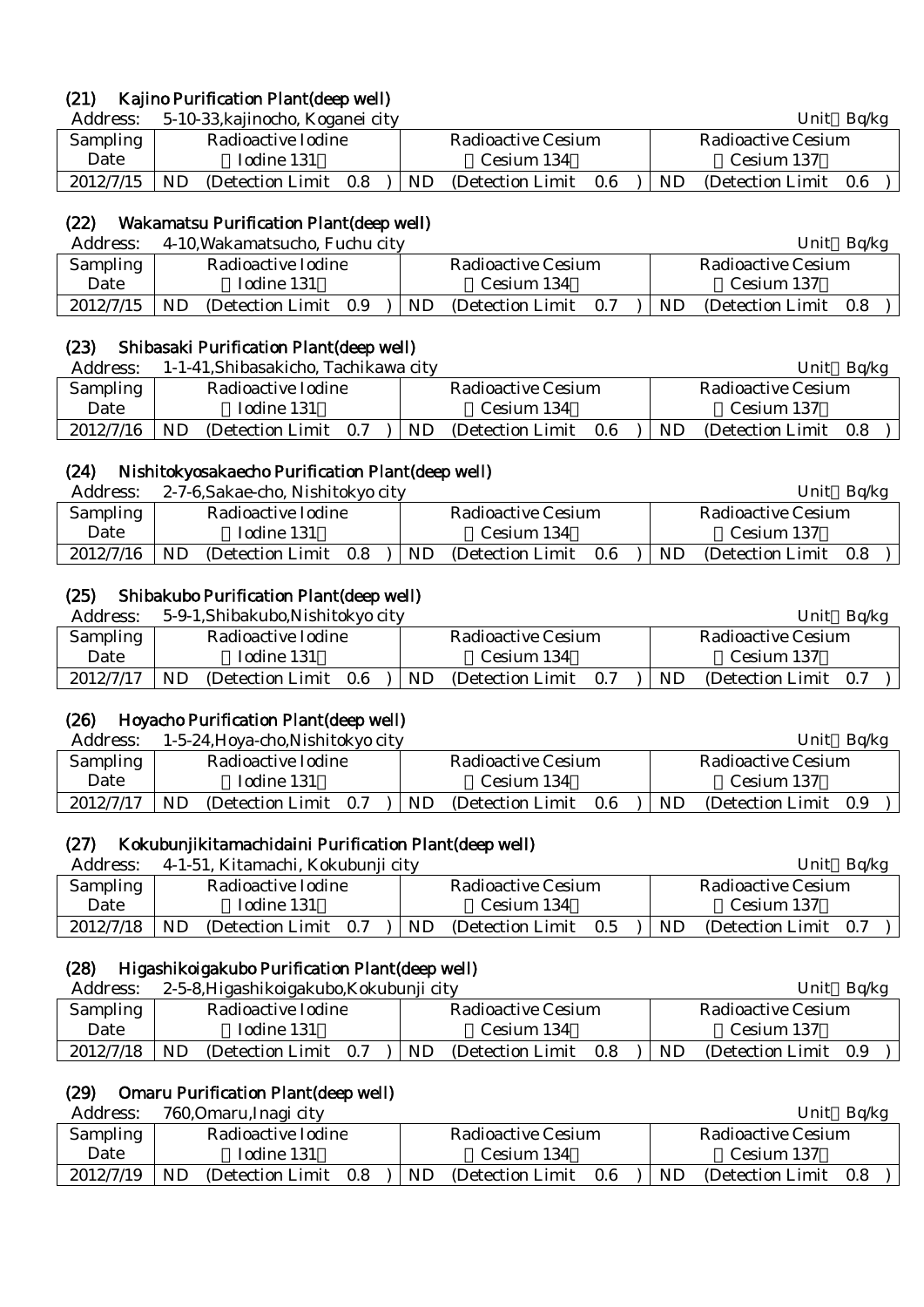### (21) Kajino Purification Plant(deep well)

Address: 5-10-33,kajinocho, Koganei city

Unit：Bq/kg

| Sampling Date | Radioactive Iodine（Iodine 131） | Radioactive Cesium（Cesium 134） | Radioactive Cesium（Cesium 137） |
|---|---|---|---|
| 2012/7/15 | ND (Detection Limit 0.8 ) | ND (Detection Limit 0.6 ) | ND (Detection Limit 0.6 ) |

### (22) Wakamatsu Purification Plant(deep well)

Address: 4-10,Wakamatsucho, Fuchu city

Unit：Bq/kg

| Sampling Date | Radioactive Iodine（Iodine 131） | Radioactive Cesium（Cesium 134） | Radioactive Cesium（Cesium 137） |
|---|---|---|---|
| 2012/7/15 | ND (Detection Limit 0.9 ) | ND (Detection Limit 0.7 ) | ND (Detection Limit 0.8 ) |

### (23) Shibasaki Purification Plant(deep well)

Address: 1-1-41,Shibasakicho, Tachikawa city

Unit：Bq/kg

| Sampling Date | Radioactive Iodine（Iodine 131） | Radioactive Cesium（Cesium 134） | Radioactive Cesium（Cesium 137） |
|---|---|---|---|
| 2012/7/16 | ND (Detection Limit 0.7 ) | ND (Detection Limit 0.6 ) | ND (Detection Limit 0.8 ) |

### (24) Nishitokyosakaecho Purification Plant(deep well)

Address: 2-7-6,Sakae-cho, Nishitokyo city

Unit：Bq/kg

| Sampling Date | Radioactive Iodine（Iodine 131） | Radioactive Cesium（Cesium 134） | Radioactive Cesium（Cesium 137） |
|---|---|---|---|
| 2012/7/16 | ND (Detection Limit 0.8 ) | ND (Detection Limit 0.6 ) | ND (Detection Limit 0.8 ) |

### (25) Shibakubo Purification Plant(deep well)

Address: 5-9-1,Shibakubo,Nishitokyo city

Unit：Bq/kg

| Sampling Date | Radioactive Iodine（Iodine 131） | Radioactive Cesium（Cesium 134） | Radioactive Cesium（Cesium 137） |
|---|---|---|---|
| 2012/7/17 | ND (Detection Limit 0.6 ) | ND (Detection Limit 0.7 ) | ND (Detection Limit 0.7 ) |

### (26) Hoyacho Purification Plant(deep well)

Address: 1-5-24,Hoya-cho,Nishitokyo city

Unit：Bq/kg

| Sampling Date | Radioactive Iodine（Iodine 131） | Radioactive Cesium（Cesium 134） | Radioactive Cesium（Cesium 137） |
|---|---|---|---|
| 2012/7/17 | ND (Detection Limit 0.7 ) | ND (Detection Limit 0.6 ) | ND (Detection Limit 0.9 ) |

### (27) Kokubunjikitamachidaini Purification Plant(deep well)

Address: 4-1-51, Kitamachi, Kokubunji city

Unit：Bq/kg

| Sampling Date | Radioactive Iodine（Iodine 131） | Radioactive Cesium（Cesium 134） | Radioactive Cesium（Cesium 137） |
|---|---|---|---|
| 2012/7/18 | ND (Detection Limit 0.7 ) | ND (Detection Limit 0.5 ) | ND (Detection Limit 0.7 ) |

### (28) Higashikoigakubo Purification Plant(deep well)

Address: 2-5-8,Higashikoigakubo,Kokubunji city

Unit：Bq/kg

| Sampling Date | Radioactive Iodine（Iodine 131） | Radioactive Cesium（Cesium 134） | Radioactive Cesium（Cesium 137） |
|---|---|---|---|
| 2012/7/18 | ND (Detection Limit 0.7 ) | ND (Detection Limit 0.8 ) | ND (Detection Limit 0.9 ) |

### (29) Omaru Purification Plant(deep well)

Address: 760,Omaru,Inagi city

Unit：Bq/kg

| Sampling Date | Radioactive Iodine（Iodine 131） | Radioactive Cesium（Cesium 134） | Radioactive Cesium（Cesium 137） |
|---|---|---|---|
| 2012/7/19 | ND (Detection Limit 0.8 ) | ND (Detection Limit 0.6 ) | ND (Detection Limit 0.8 ) |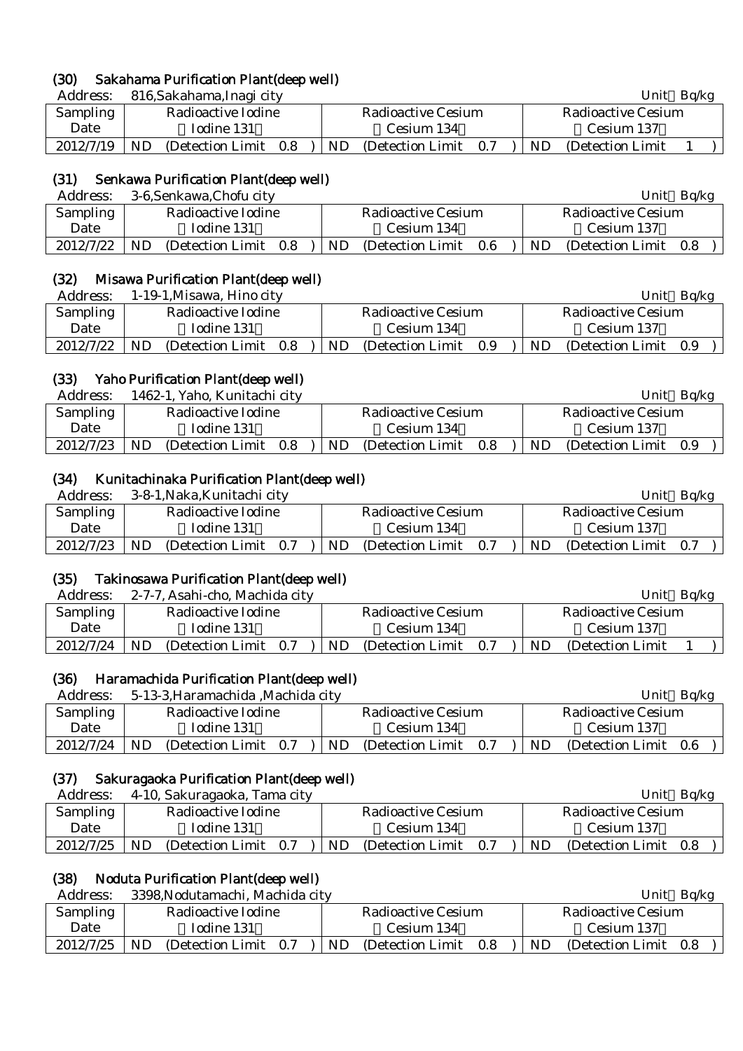### (30) Sakahama Purification Plant(deep well)

Address: 816,Sakahama,Inagi city

Unit：Bq/kg

| Sampling Date | Radioactive Iodine （Iodine 131） | Radioactive Cesium （Cesium 134） | Radioactive Cesium （Cesium 137） |
|---|---|---|---|
| 2012/7/19 | ND (Detection Limit 0.8 ) | ND (Detection Limit 0.7 ) | ND (Detection Limit 1 ) |

### (31) Senkawa Purification Plant(deep well)

Address: 3-6,Senkawa,Chofu city

Unit：Bq/kg

| Sampling Date | Radioactive Iodine （Iodine 131） | Radioactive Cesium （Cesium 134） | Radioactive Cesium （Cesium 137） |
|---|---|---|---|
| 2012/7/22 | ND (Detection Limit 0.8 ) | ND (Detection Limit 0.6 ) | ND (Detection Limit 0.8 ) |

### (32) Misawa Purification Plant(deep well)

Address: 1-19-1,Misawa, Hino city

Unit：Bq/kg

| Sampling Date | Radioactive Iodine （Iodine 131） | Radioactive Cesium （Cesium 134） | Radioactive Cesium （Cesium 137） |
|---|---|---|---|
| 2012/7/22 | ND (Detection Limit 0.8 ) | ND (Detection Limit 0.9 ) | ND (Detection Limit 0.9 ) |

### (33) Yaho Purification Plant(deep well)

Address: 1462-1, Yaho, Kunitachi city

Unit：Bq/kg

| Sampling Date | Radioactive Iodine （Iodine 131） | Radioactive Cesium （Cesium 134） | Radioactive Cesium （Cesium 137） |
|---|---|---|---|
| 2012/7/23 | ND (Detection Limit 0.8 ) | ND (Detection Limit 0.8 ) | ND (Detection Limit 0.9 ) |

### (34) Kunitachinaka Purification Plant(deep well)

Address: 3-8-1,Naka,Kunitachi city

Unit：Bq/kg

| Sampling Date | Radioactive Iodine （Iodine 131） | Radioactive Cesium （Cesium 134） | Radioactive Cesium （Cesium 137） |
|---|---|---|---|
| 2012/7/23 | ND (Detection Limit 0.7 ) | ND (Detection Limit 0.7 ) | ND (Detection Limit 0.7 ) |

### (35) Takinosawa Purification Plant(deep well)

Address: 2-7-7, Asahi-cho, Machida city

Unit：Bq/kg

| Sampling Date | Radioactive Iodine （Iodine 131） | Radioactive Cesium （Cesium 134） | Radioactive Cesium （Cesium 137） |
|---|---|---|---|
| 2012/7/24 | ND (Detection Limit 0.7 ) | ND (Detection Limit 0.7 ) | ND (Detection Limit 1 ) |

### (36) Haramachida Purification Plant(deep well)

Address: 5-13-3,Haramachida ,Machida city

Unit：Bq/kg

| Sampling Date | Radioactive Iodine （Iodine 131） | Radioactive Cesium （Cesium 134） | Radioactive Cesium （Cesium 137） |
|---|---|---|---|
| 2012/7/24 | ND (Detection Limit 0.7 ) | ND (Detection Limit 0.7 ) | ND (Detection Limit 0.6 ) |

### (37) Sakuragaoka Purification Plant(deep well)

Address: 4-10, Sakuragaoka, Tama city

Unit：Bq/kg

| Sampling Date | Radioactive Iodine （Iodine 131） | Radioactive Cesium （Cesium 134） | Radioactive Cesium （Cesium 137） |
|---|---|---|---|
| 2012/7/25 | ND (Detection Limit 0.7 ) | ND (Detection Limit 0.7 ) | ND (Detection Limit 0.8 ) |

### (38) Noduta Purification Plant(deep well)

Address: 3398,Nodutamachi, Machida city

Unit：Bq/kg

| Sampling Date | Radioactive Iodine （Iodine 131） | Radioactive Cesium （Cesium 134） | Radioactive Cesium （Cesium 137） |
|---|---|---|---|
| 2012/7/25 | ND (Detection Limit 0.7 ) | ND (Detection Limit 0.8 ) | ND (Detection Limit 0.8 ) |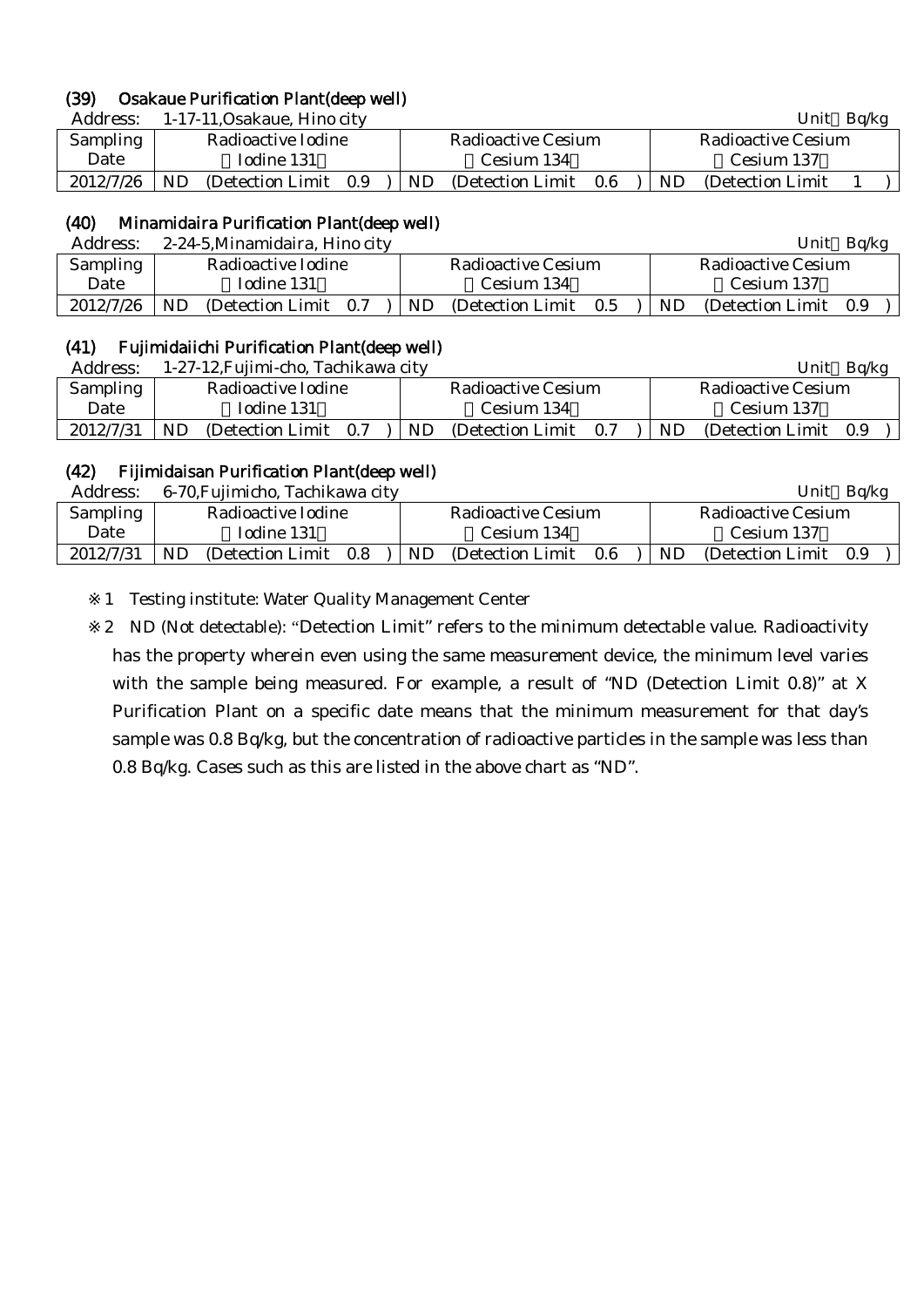### (39) Osakaue Purification Plant(deep well)

Address: 1-17-11,Osakaue, Hino city

Unit：Bq/kg

| Sampling Date | Radioactive Iodine （Iodine 131） | Radioactive Cesium （Cesium 134） | Radioactive Cesium （Cesium 137） |
|---|---|---|---|
| 2012/7/26 | ND (Detection Limit 0.9 ) | ND (Detection Limit 0.6 ) | ND (Detection Limit 1 ) |

### (40) Minamidaira Purification Plant(deep well)

Address: 2-24-5,Minamidaira, Hino city

Unit：Bq/kg

| Sampling Date | Radioactive Iodine （Iodine 131） | Radioactive Cesium （Cesium 134） | Radioactive Cesium （Cesium 137） |
|---|---|---|---|
| 2012/7/26 | ND (Detection Limit 0.7 ) | ND (Detection Limit 0.5 ) | ND (Detection Limit 0.9 ) |

### (41) Fujimidaiichi Purification Plant(deep well)

Address: 1-27-12,Fujimi-cho, Tachikawa city

Unit：Bq/kg

| Sampling Date | Radioactive Iodine （Iodine 131） | Radioactive Cesium （Cesium 134） | Radioactive Cesium （Cesium 137） |
|---|---|---|---|
| 2012/7/31 | ND (Detection Limit 0.7 ) | ND (Detection Limit 0.7 ) | ND (Detection Limit 0.9 ) |

### (42) Fijimidaisan Purification Plant(deep well)

Address: 6-70,Fujimicho, Tachikawa city

Unit：Bq/kg

| Sampling Date | Radioactive Iodine （Iodine 131） | Radioactive Cesium （Cesium 134） | Radioactive Cesium （Cesium 137） |
|---|---|---|---|
| 2012/7/31 | ND (Detection Limit 0.8 ) | ND (Detection Limit 0.6 ) | ND (Detection Limit 0.9 ) |

※1 Testing institute: Water Quality Management Center

※2 ND (Not detectable): "Detection Limit" refers to the minimum detectable value. Radioactivity has the property wherein even using the same measurement device, the minimum level varies with the sample being measured. For example, a result of "ND (Detection Limit 0.8)" at X Purification Plant on a specific date means that the minimum measurement for that day's sample was 0.8 Bq/kg, but the concentration of radioactive particles in the sample was less than 0.8 Bq/kg. Cases such as this are listed in the above chart as "ND".